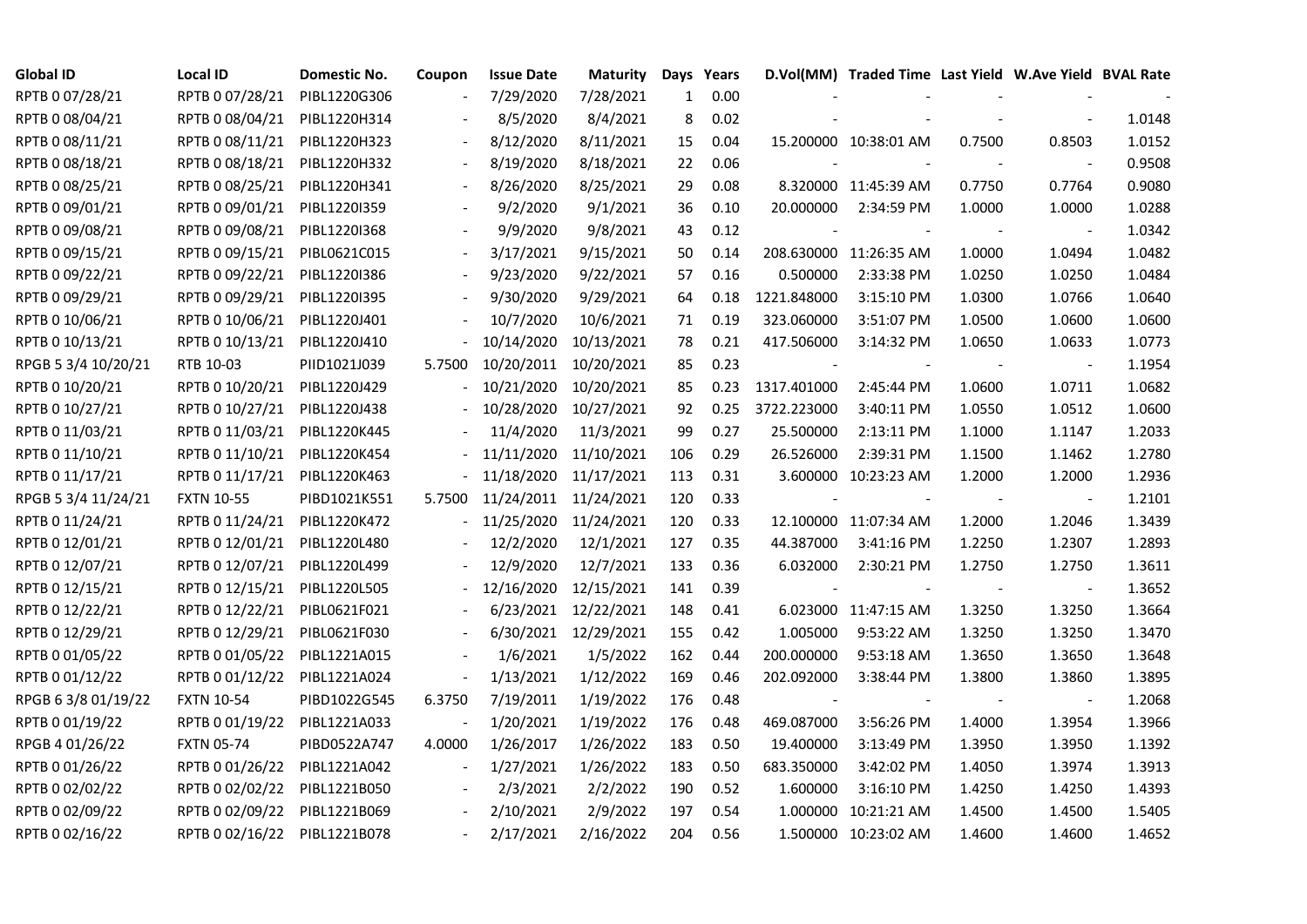| Global ID | Local ID | Domestic No. | Coupon | Issue Date | Maturity | Days | Years | D.Vol(MM) | Traded Time | Last Yield | W.Ave Yield | BVAL Rate |
|---|---|---|---|---|---|---|---|---|---|---|---|---|
| RPTB 0 07/28/21 | RPTB 0 07/28/21 | PIBL1220G306 | - | 7/29/2020 | 7/28/2021 | 1 | 0.00 | - | - | - | - | - |
| RPTB 0 08/04/21 | RPTB 0 08/04/21 | PIBL1220H314 | - | 8/5/2020 | 8/4/2021 | 8 | 0.02 | - | - | - | - | 1.0148 |
| RPTB 0 08/11/21 | RPTB 0 08/11/21 | PIBL1220H323 | - | 8/12/2020 | 8/11/2021 | 15 | 0.04 | 15.200000 | 10:38:01 AM | 0.7500 | 0.8503 | 1.0152 |
| RPTB 0 08/18/21 | RPTB 0 08/18/21 | PIBL1220H332 | - | 8/19/2020 | 8/18/2021 | 22 | 0.06 | - | - | - | - | 0.9508 |
| RPTB 0 08/25/21 | RPTB 0 08/25/21 | PIBL1220H341 | - | 8/26/2020 | 8/25/2021 | 29 | 0.08 | 8.320000 | 11:45:39 AM | 0.7750 | 0.7764 | 0.9080 |
| RPTB 0 09/01/21 | RPTB 0 09/01/21 | PIBL1220I359 | - | 9/2/2020 | 9/1/2021 | 36 | 0.10 | 20.000000 | 2:34:59 PM | 1.0000 | 1.0000 | 1.0288 |
| RPTB 0 09/08/21 | RPTB 0 09/08/21 | PIBL1220I368 | - | 9/9/2020 | 9/8/2021 | 43 | 0.12 | - | - | - | - | 1.0342 |
| RPTB 0 09/15/21 | RPTB 0 09/15/21 | PIBL0621C015 | - | 3/17/2021 | 9/15/2021 | 50 | 0.14 | 208.630000 | 11:26:35 AM | 1.0000 | 1.0494 | 1.0482 |
| RPTB 0 09/22/21 | RPTB 0 09/22/21 | PIBL1220I386 | - | 9/23/2020 | 9/22/2021 | 57 | 0.16 | 0.500000 | 2:33:38 PM | 1.0250 | 1.0250 | 1.0484 |
| RPTB 0 09/29/21 | RPTB 0 09/29/21 | PIBL1220I395 | - | 9/30/2020 | 9/29/2021 | 64 | 0.18 | 1221.848000 | 3:15:10 PM | 1.0300 | 1.0766 | 1.0640 |
| RPTB 0 10/06/21 | RPTB 0 10/06/21 | PIBL1220J401 | - | 10/7/2020 | 10/6/2021 | 71 | 0.19 | 323.060000 | 3:51:07 PM | 1.0500 | 1.0600 | 1.0600 |
| RPTB 0 10/13/21 | RPTB 0 10/13/21 | PIBL1220J410 | - | 10/14/2020 | 10/13/2021 | 78 | 0.21 | 417.506000 | 3:14:32 PM | 1.0650 | 1.0633 | 1.0773 |
| RPGB 5 3/4 10/20/21 | RTB 10-03 | PIID1021J039 | 5.7500 | 10/20/2011 | 10/20/2021 | 85 | 0.23 | - | - | - | - | 1.1954 |
| RPTB 0 10/20/21 | RPTB 0 10/20/21 | PIBL1220J429 | - | 10/21/2020 | 10/20/2021 | 85 | 0.23 | 1317.401000 | 2:45:44 PM | 1.0600 | 1.0711 | 1.0682 |
| RPTB 0 10/27/21 | RPTB 0 10/27/21 | PIBL1220J438 | - | 10/28/2020 | 10/27/2021 | 92 | 0.25 | 3722.223000 | 3:40:11 PM | 1.0550 | 1.0512 | 1.0600 |
| RPTB 0 11/03/21 | RPTB 0 11/03/21 | PIBL1220K445 | - | 11/4/2020 | 11/3/2021 | 99 | 0.27 | 25.500000 | 2:13:11 PM | 1.1000 | 1.1147 | 1.2033 |
| RPTB 0 11/10/21 | RPTB 0 11/10/21 | PIBL1220K454 | - | 11/11/2020 | 11/10/2021 | 106 | 0.29 | 26.526000 | 2:39:31 PM | 1.1500 | 1.1462 | 1.2780 |
| RPTB 0 11/17/21 | RPTB 0 11/17/21 | PIBL1220K463 | - | 11/18/2020 | 11/17/2021 | 113 | 0.31 | 3.600000 | 10:23:23 AM | 1.2000 | 1.2000 | 1.2936 |
| RPGB 5 3/4 11/24/21 | FXTN 10-55 | PIBD1021K551 | 5.7500 | 11/24/2011 | 11/24/2021 | 120 | 0.33 | - | - | - | - | 1.2101 |
| RPTB 0 11/24/21 | RPTB 0 11/24/21 | PIBL1220K472 | - | 11/25/2020 | 11/24/2021 | 120 | 0.33 | 12.100000 | 11:07:34 AM | 1.2000 | 1.2046 | 1.3439 |
| RPTB 0 12/01/21 | RPTB 0 12/01/21 | PIBL1220L480 | - | 12/2/2020 | 12/1/2021 | 127 | 0.35 | 44.387000 | 3:41:16 PM | 1.2250 | 1.2307 | 1.2893 |
| RPTB 0 12/07/21 | RPTB 0 12/07/21 | PIBL1220L499 | - | 12/9/2020 | 12/7/2021 | 133 | 0.36 | 6.032000 | 2:30:21 PM | 1.2750 | 1.2750 | 1.3611 |
| RPTB 0 12/15/21 | RPTB 0 12/15/21 | PIBL1220L505 | - | 12/16/2020 | 12/15/2021 | 141 | 0.39 | - | - | - | - | 1.3652 |
| RPTB 0 12/22/21 | RPTB 0 12/22/21 | PIBL0621F021 | - | 6/23/2021 | 12/22/2021 | 148 | 0.41 | 6.023000 | 11:47:15 AM | 1.3250 | 1.3250 | 1.3664 |
| RPTB 0 12/29/21 | RPTB 0 12/29/21 | PIBL0621F030 | - | 6/30/2021 | 12/29/2021 | 155 | 0.42 | 1.005000 | 9:53:22 AM | 1.3250 | 1.3250 | 1.3470 |
| RPTB 0 01/05/22 | RPTB 0 01/05/22 | PIBL1221A015 | - | 1/6/2021 | 1/5/2022 | 162 | 0.44 | 200.000000 | 9:53:18 AM | 1.3650 | 1.3650 | 1.3648 |
| RPTB 0 01/12/22 | RPTB 0 01/12/22 | PIBL1221A024 | - | 1/13/2021 | 1/12/2022 | 169 | 0.46 | 202.092000 | 3:38:44 PM | 1.3800 | 1.3860 | 1.3895 |
| RPGB 6 3/8 01/19/22 | FXTN 10-54 | PIBD1022G545 | 6.3750 | 7/19/2011 | 1/19/2022 | 176 | 0.48 | - | - | - | - | 1.2068 |
| RPTB 0 01/19/22 | RPTB 0 01/19/22 | PIBL1221A033 | - | 1/20/2021 | 1/19/2022 | 176 | 0.48 | 469.087000 | 3:56:26 PM | 1.4000 | 1.3954 | 1.3966 |
| RPGB 4 01/26/22 | FXTN 05-74 | PIBD0522A747 | 4.0000 | 1/26/2017 | 1/26/2022 | 183 | 0.50 | 19.400000 | 3:13:49 PM | 1.3950 | 1.3950 | 1.1392 |
| RPTB 0 01/26/22 | RPTB 0 01/26/22 | PIBL1221A042 | - | 1/27/2021 | 1/26/2022 | 183 | 0.50 | 683.350000 | 3:42:02 PM | 1.4050 | 1.3974 | 1.3913 |
| RPTB 0 02/02/22 | RPTB 0 02/02/22 | PIBL1221B050 | - | 2/3/2021 | 2/2/2022 | 190 | 0.52 | 1.600000 | 3:16:10 PM | 1.4250 | 1.4250 | 1.4393 |
| RPTB 0 02/09/22 | RPTB 0 02/09/22 | PIBL1221B069 | - | 2/10/2021 | 2/9/2022 | 197 | 0.54 | 1.000000 | 10:21:21 AM | 1.4500 | 1.4500 | 1.5405 |
| RPTB 0 02/16/22 | RPTB 0 02/16/22 | PIBL1221B078 | - | 2/17/2021 | 2/16/2022 | 204 | 0.56 | 1.500000 | 10:23:02 AM | 1.4600 | 1.4600 | 1.4652 |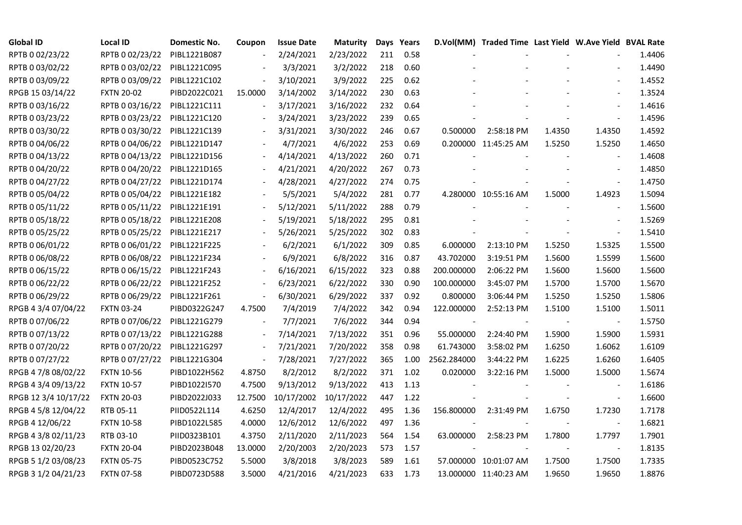| Global ID | Local ID | Domestic No. | Coupon | Issue Date | Maturity | Days | Years | D.Vol(MM) | Traded Time | Last Yield | W.Ave Yield | BVAL Rate |
|---|---|---|---|---|---|---|---|---|---|---|---|---|
| RPTB 0 02/23/22 | RPTB 0 02/23/22 | PIBL1221B087 | - | 2/24/2021 | 2/23/2022 | 211 | 0.58 | - | - | - | - | 1.4406 |
| RPTB 0 03/02/22 | RPTB 0 03/02/22 | PIBL1221C095 | - | 3/3/2021 | 3/2/2022 | 218 | 0.60 | - | - | - | - | 1.4490 |
| RPTB 0 03/09/22 | RPTB 0 03/09/22 | PIBL1221C102 | - | 3/10/2021 | 3/9/2022 | 225 | 0.62 | - | - | - | - | 1.4552 |
| RPGB 15 03/14/22 | FXTN 20-02 | PIBD2022C021 | 15.0000 | 3/14/2002 | 3/14/2022 | 230 | 0.63 | - | - | - | - | 1.3524 |
| RPTB 0 03/16/22 | RPTB 0 03/16/22 | PIBL1221C111 | - | 3/17/2021 | 3/16/2022 | 232 | 0.64 | - | - | - | - | 1.4616 |
| RPTB 0 03/23/22 | RPTB 0 03/23/22 | PIBL1221C120 | - | 3/24/2021 | 3/23/2022 | 239 | 0.65 | - | - | - | - | 1.4596 |
| RPTB 0 03/30/22 | RPTB 0 03/30/22 | PIBL1221C139 | - | 3/31/2021 | 3/30/2022 | 246 | 0.67 | 0.500000 | 2:58:18 PM | 1.4350 | 1.4350 | 1.4592 |
| RPTB 0 04/06/22 | RPTB 0 04/06/22 | PIBL1221D147 | - | 4/7/2021 | 4/6/2022 | 253 | 0.69 | 0.200000 | 11:45:25 AM | 1.5250 | 1.5250 | 1.4650 |
| RPTB 0 04/13/22 | RPTB 0 04/13/22 | PIBL1221D156 | - | 4/14/2021 | 4/13/2022 | 260 | 0.71 | - | - | - | - | 1.4608 |
| RPTB 0 04/20/22 | RPTB 0 04/20/22 | PIBL1221D165 | - | 4/21/2021 | 4/20/2022 | 267 | 0.73 | - | - | - | - | 1.4850 |
| RPTB 0 04/27/22 | RPTB 0 04/27/22 | PIBL1221D174 | - | 4/28/2021 | 4/27/2022 | 274 | 0.75 | - | - | - | - | 1.4750 |
| RPTB 0 05/04/22 | RPTB 0 05/04/22 | PIBL1221E182 | - | 5/5/2021 | 5/4/2022 | 281 | 0.77 | 4.280000 | 10:55:16 AM | 1.5000 | 1.4923 | 1.5094 |
| RPTB 0 05/11/22 | RPTB 0 05/11/22 | PIBL1221E191 | - | 5/12/2021 | 5/11/2022 | 288 | 0.79 | - | - | - | - | 1.5600 |
| RPTB 0 05/18/22 | RPTB 0 05/18/22 | PIBL1221E208 | - | 5/19/2021 | 5/18/2022 | 295 | 0.81 | - | - | - | - | 1.5269 |
| RPTB 0 05/25/22 | RPTB 0 05/25/22 | PIBL1221E217 | - | 5/26/2021 | 5/25/2022 | 302 | 0.83 | - | - | - | - | 1.5410 |
| RPTB 0 06/01/22 | RPTB 0 06/01/22 | PIBL1221F225 | - | 6/2/2021 | 6/1/2022 | 309 | 0.85 | 6.000000 | 2:13:10 PM | 1.5250 | 1.5325 | 1.5500 |
| RPTB 0 06/08/22 | RPTB 0 06/08/22 | PIBL1221F234 | - | 6/9/2021 | 6/8/2022 | 316 | 0.87 | 43.702000 | 3:19:51 PM | 1.5600 | 1.5599 | 1.5600 |
| RPTB 0 06/15/22 | RPTB 0 06/15/22 | PIBL1221F243 | - | 6/16/2021 | 6/15/2022 | 323 | 0.88 | 200.000000 | 2:06:22 PM | 1.5600 | 1.5600 | 1.5600 |
| RPTB 0 06/22/22 | RPTB 0 06/22/22 | PIBL1221F252 | - | 6/23/2021 | 6/22/2022 | 330 | 0.90 | 100.000000 | 3:45:07 PM | 1.5700 | 1.5700 | 1.5670 |
| RPTB 0 06/29/22 | RPTB 0 06/29/22 | PIBL1221F261 | - | 6/30/2021 | 6/29/2022 | 337 | 0.92 | 0.800000 | 3:06:44 PM | 1.5250 | 1.5250 | 1.5806 |
| RPGB 4 3/4 07/04/22 | FXTN 03-24 | PIBD0322G247 | 4.7500 | 7/4/2019 | 7/4/2022 | 342 | 0.94 | 122.000000 | 2:52:13 PM | 1.5100 | 1.5100 | 1.5011 |
| RPTB 0 07/06/22 | RPTB 0 07/06/22 | PIBL1221G279 | - | 7/7/2021 | 7/6/2022 | 344 | 0.94 | - | - | - | - | 1.5750 |
| RPTB 0 07/13/22 | RPTB 0 07/13/22 | PIBL1221G288 | - | 7/14/2021 | 7/13/2022 | 351 | 0.96 | 55.000000 | 2:24:40 PM | 1.5900 | 1.5900 | 1.5931 |
| RPTB 0 07/20/22 | RPTB 0 07/20/22 | PIBL1221G297 | - | 7/21/2021 | 7/20/2022 | 358 | 0.98 | 61.743000 | 3:58:02 PM | 1.6250 | 1.6062 | 1.6109 |
| RPTB 0 07/27/22 | RPTB 0 07/27/22 | PIBL1221G304 | - | 7/28/2021 | 7/27/2022 | 365 | 1.00 | 2562.284000 | 3:44:22 PM | 1.6225 | 1.6260 | 1.6405 |
| RPGB 4 7/8 08/02/22 | FXTN 10-56 | PIBD1022H562 | 4.8750 | 8/2/2012 | 8/2/2022 | 371 | 1.02 | 0.020000 | 3:22:16 PM | 1.5000 | 1.5000 | 1.5674 |
| RPGB 4 3/4 09/13/22 | FXTN 10-57 | PIBD1022I570 | 4.7500 | 9/13/2012 | 9/13/2022 | 413 | 1.13 | - | - | - | - | 1.6186 |
| RPGB 12 3/4 10/17/22 | FXTN 20-03 | PIBD2022J033 | 12.7500 | 10/17/2002 | 10/17/2022 | 447 | 1.22 | - | - | - | - | 1.6600 |
| RPGB 4 5/8 12/04/22 | RTB 05-11 | PIID0522L114 | 4.6250 | 12/4/2017 | 12/4/2022 | 495 | 1.36 | 156.800000 | 2:31:49 PM | 1.6750 | 1.7230 | 1.7178 |
| RPGB 4 12/06/22 | FXTN 10-58 | PIBD1022L585 | 4.0000 | 12/6/2012 | 12/6/2022 | 497 | 1.36 | - | - | - | - | 1.6821 |
| RPGB 4 3/8 02/11/23 | RTB 03-10 | PIID0323B101 | 4.3750 | 2/11/2020 | 2/11/2023 | 564 | 1.54 | 63.000000 | 2:58:23 PM | 1.7800 | 1.7797 | 1.7901 |
| RPGB 13 02/20/23 | FXTN 20-04 | PIBD2023B048 | 13.0000 | 2/20/2003 | 2/20/2023 | 573 | 1.57 | - | - | - | - | 1.8135 |
| RPGB 5 1/2 03/08/23 | FXTN 05-75 | PIBD0523C752 | 5.5000 | 3/8/2018 | 3/8/2023 | 589 | 1.61 | 57.000000 | 10:01:07 AM | 1.7500 | 1.7500 | 1.7335 |
| RPGB 3 1/2 04/21/23 | FXTN 07-58 | PIBD0723D588 | 3.5000 | 4/21/2016 | 4/21/2023 | 633 | 1.73 | 13.000000 | 11:40:23 AM | 1.9650 | 1.9650 | 1.8876 |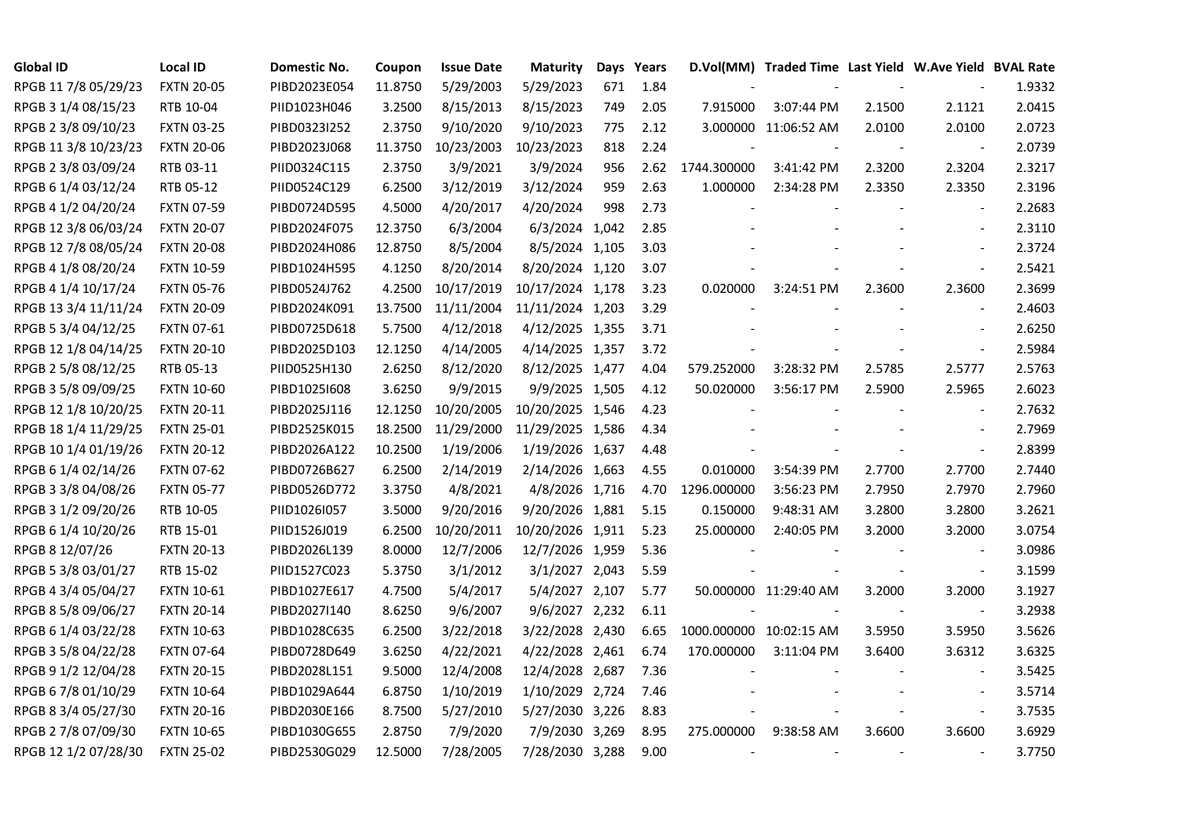| Global ID | Local ID | Domestic No. | Coupon | Issue Date | Maturity | Days | Years | D.Vol(MM) | Traded Time | Last Yield | W.Ave Yield | BVAL Rate |
|---|---|---|---|---|---|---|---|---|---|---|---|---|
| RPGB 11 7/8 05/29/23 | FXTN 20-05 | PIBD2023E054 | 11.8750 | 5/29/2003 | 5/29/2023 | 671 | 1.84 | - | - | - | - | 1.9332 |
| RPGB 3 1/4 08/15/23 | RTB 10-04 | PIID1023H046 | 3.2500 | 8/15/2013 | 8/15/2023 | 749 | 2.05 | 7.915000 | 3:07:44 PM | 2.1500 | 2.1121 | 2.0415 |
| RPGB 2 3/8 09/10/23 | FXTN 03-25 | PIBD0323I252 | 2.3750 | 9/10/2020 | 9/10/2023 | 775 | 2.12 | 3.000000 | 11:06:52 AM | 2.0100 | 2.0100 | 2.0723 |
| RPGB 11 3/8 10/23/23 | FXTN 20-06 | PIBD2023J068 | 11.3750 | 10/23/2003 | 10/23/2023 | 818 | 2.24 | - | - | - | - | 2.0739 |
| RPGB 2 3/8 03/09/24 | RTB 03-11 | PIID0324C115 | 2.3750 | 3/9/2021 | 3/9/2024 | 956 | 2.62 | 1744.300000 | 3:41:42 PM | 2.3200 | 2.3204 | 2.3217 |
| RPGB 6 1/4 03/12/24 | RTB 05-12 | PIID0524C129 | 6.2500 | 3/12/2019 | 3/12/2024 | 959 | 2.63 | 1.000000 | 2:34:28 PM | 2.3350 | 2.3350 | 2.3196 |
| RPGB 4 1/2 04/20/24 | FXTN 07-59 | PIBD0724D595 | 4.5000 | 4/20/2017 | 4/20/2024 | 998 | 2.73 | - | - | - | - | 2.2683 |
| RPGB 12 3/8 06/03/24 | FXTN 20-07 | PIBD2024F075 | 12.3750 | 6/3/2004 | 6/3/2024 | 1,042 | 2.85 | - | - | - | - | 2.3110 |
| RPGB 12 7/8 08/05/24 | FXTN 20-08 | PIBD2024H086 | 12.8750 | 8/5/2004 | 8/5/2024 | 1,105 | 3.03 | - | - | - | - | 2.3724 |
| RPGB 4 1/8 08/20/24 | FXTN 10-59 | PIBD1024H595 | 4.1250 | 8/20/2014 | 8/20/2024 | 1,120 | 3.07 | - | - | - | - | 2.5421 |
| RPGB 4 1/4 10/17/24 | FXTN 05-76 | PIBD0524J762 | 4.2500 | 10/17/2019 | 10/17/2024 | 1,178 | 3.23 | 0.020000 | 3:24:51 PM | 2.3600 | 2.3600 | 2.3699 |
| RPGB 13 3/4 11/11/24 | FXTN 20-09 | PIBD2024K091 | 13.7500 | 11/11/2004 | 11/11/2024 | 1,203 | 3.29 | - | - | - | - | 2.4603 |
| RPGB 5 3/4 04/12/25 | FXTN 07-61 | PIBD0725D618 | 5.7500 | 4/12/2018 | 4/12/2025 | 1,355 | 3.71 | - | - | - | - | 2.6250 |
| RPGB 12 1/8 04/14/25 | FXTN 20-10 | PIBD2025D103 | 12.1250 | 4/14/2005 | 4/14/2025 | 1,357 | 3.72 | - | - | - | - | 2.5984 |
| RPGB 2 5/8 08/12/25 | RTB 05-13 | PIID0525H130 | 2.6250 | 8/12/2020 | 8/12/2025 | 1,477 | 4.04 | 579.252000 | 3:28:32 PM | 2.5785 | 2.5777 | 2.5763 |
| RPGB 3 5/8 09/09/25 | FXTN 10-60 | PIBD1025I608 | 3.6250 | 9/9/2015 | 9/9/2025 | 1,505 | 4.12 | 50.020000 | 3:56:17 PM | 2.5900 | 2.5965 | 2.6023 |
| RPGB 12 1/8 10/20/25 | FXTN 20-11 | PIBD2025J116 | 12.1250 | 10/20/2005 | 10/20/2025 | 1,546 | 4.23 | - | - | - | - | 2.7632 |
| RPGB 18 1/4 11/29/25 | FXTN 25-01 | PIBD2525K015 | 18.2500 | 11/29/2000 | 11/29/2025 | 1,586 | 4.34 | - | - | - | - | 2.7969 |
| RPGB 10 1/4 01/19/26 | FXTN 20-12 | PIBD2026A122 | 10.2500 | 1/19/2006 | 1/19/2026 | 1,637 | 4.48 | - | - | - | - | 2.8399 |
| RPGB 6 1/4 02/14/26 | FXTN 07-62 | PIBD0726B627 | 6.2500 | 2/14/2019 | 2/14/2026 | 1,663 | 4.55 | 0.010000 | 3:54:39 PM | 2.7700 | 2.7700 | 2.7440 |
| RPGB 3 3/8 04/08/26 | FXTN 05-77 | PIBD0526D772 | 3.3750 | 4/8/2021 | 4/8/2026 | 1,716 | 4.70 | 1296.000000 | 3:56:23 PM | 2.7950 | 2.7970 | 2.7960 |
| RPGB 3 1/2 09/20/26 | RTB 10-05 | PIID1026I057 | 3.5000 | 9/20/2016 | 9/20/2026 | 1,881 | 5.15 | 0.150000 | 9:48:31 AM | 3.2800 | 3.2800 | 3.2621 |
| RPGB 6 1/4 10/20/26 | RTB 15-01 | PIID1526J019 | 6.2500 | 10/20/2011 | 10/20/2026 | 1,911 | 5.23 | 25.000000 | 2:40:05 PM | 3.2000 | 3.2000 | 3.0754 |
| RPGB 8 12/07/26 | FXTN 20-13 | PIBD2026L139 | 8.0000 | 12/7/2006 | 12/7/2026 | 1,959 | 5.36 | - | - | - | - | 3.0986 |
| RPGB 5 3/8 03/01/27 | RTB 15-02 | PIID1527C023 | 5.3750 | 3/1/2012 | 3/1/2027 | 2,043 | 5.59 | - | - | - | - | 3.1599 |
| RPGB 4 3/4 05/04/27 | FXTN 10-61 | PIBD1027E617 | 4.7500 | 5/4/2017 | 5/4/2027 | 2,107 | 5.77 | 50.000000 | 11:29:40 AM | 3.2000 | 3.2000 | 3.1927 |
| RPGB 8 5/8 09/06/27 | FXTN 20-14 | PIBD2027I140 | 8.6250 | 9/6/2007 | 9/6/2027 | 2,232 | 6.11 | - | - | - | - | 3.2938 |
| RPGB 6 1/4 03/22/28 | FXTN 10-63 | PIBD1028C635 | 6.2500 | 3/22/2018 | 3/22/2028 | 2,430 | 6.65 | 1000.000000 | 10:02:15 AM | 3.5950 | 3.5950 | 3.5626 |
| RPGB 3 5/8 04/22/28 | FXTN 07-64 | PIBD0728D649 | 3.6250 | 4/22/2021 | 4/22/2028 | 2,461 | 6.74 | 170.000000 | 3:11:04 PM | 3.6400 | 3.6312 | 3.6325 |
| RPGB 9 1/2 12/04/28 | FXTN 20-15 | PIBD2028L151 | 9.5000 | 12/4/2008 | 12/4/2028 | 2,687 | 7.36 | - | - | - | - | 3.5425 |
| RPGB 6 7/8 01/10/29 | FXTN 10-64 | PIBD1029A644 | 6.8750 | 1/10/2019 | 1/10/2029 | 2,724 | 7.46 | - | - | - | - | 3.5714 |
| RPGB 8 3/4 05/27/30 | FXTN 20-16 | PIBD2030E166 | 8.7500 | 5/27/2010 | 5/27/2030 | 3,226 | 8.83 | - | - | - | - | 3.7535 |
| RPGB 2 7/8 07/09/30 | FXTN 10-65 | PIBD1030G655 | 2.8750 | 7/9/2020 | 7/9/2030 | 3,269 | 8.95 | 275.000000 | 9:38:58 AM | 3.6600 | 3.6600 | 3.6929 |
| RPGB 12 1/2 07/28/30 | FXTN 25-02 | PIBD2530G029 | 12.5000 | 7/28/2005 | 7/28/2030 | 3,288 | 9.00 | - | - | - | - | 3.7750 |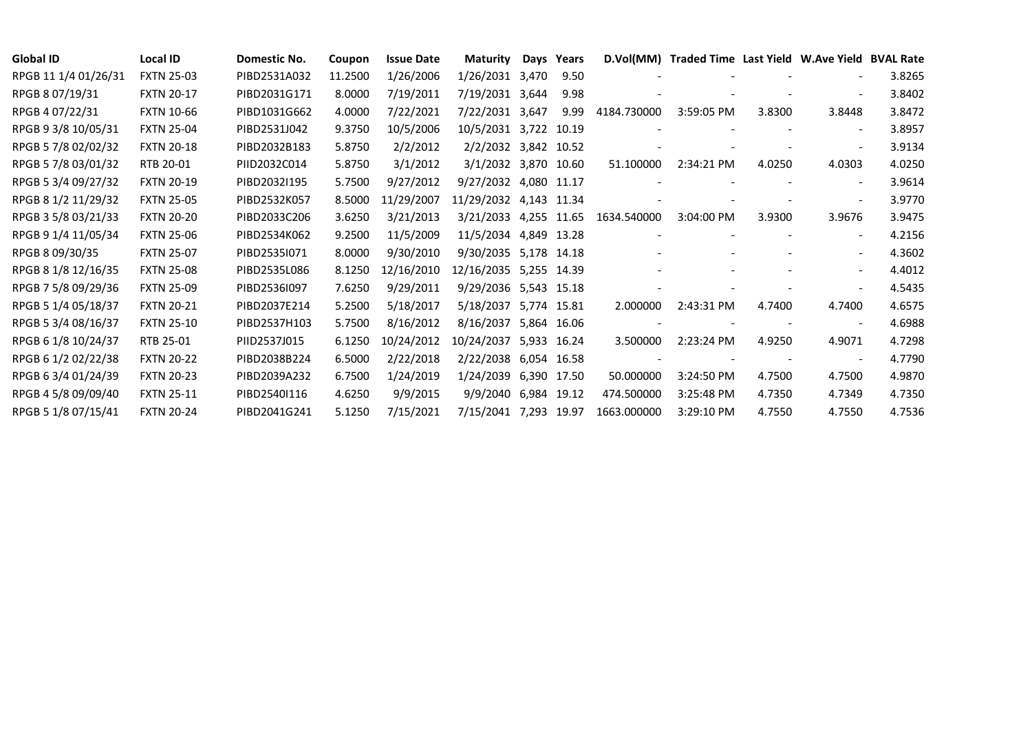| Global ID | Local ID | Domestic No. | Coupon | Issue Date | Maturity | Days | Years | D.Vol(MM) | Traded Time | Last Yield | W.Ave Yield | BVAL Rate |
|---|---|---|---|---|---|---|---|---|---|---|---|---|
| RPGB 11 1/4 01/26/31 | FXTN 25-03 | PIBD2531A032 | 11.2500 | 1/26/2006 | 1/26/2031 | 3,470 | 9.50 | - | - | - | - | 3.8265 |
| RPGB 8 07/19/31 | FXTN 20-17 | PIBD2031G171 | 8.0000 | 7/19/2011 | 7/19/2031 | 3,644 | 9.98 | - | - | - | - | 3.8402 |
| RPGB 4 07/22/31 | FXTN 10-66 | PIBD1031G662 | 4.0000 | 7/22/2021 | 7/22/2031 | 3,647 | 9.99 | 4184.730000 | 3:59:05 PM | 3.8300 | 3.8448 | 3.8472 |
| RPGB 9 3/8 10/05/31 | FXTN 25-04 | PIBD2531J042 | 9.3750 | 10/5/2006 | 10/5/2031 | 3,722 | 10.19 | - | - | - | - | 3.8957 |
| RPGB 5 7/8 02/02/32 | FXTN 20-18 | PIBD2032B183 | 5.8750 | 2/2/2012 | 2/2/2032 | 3,842 | 10.52 | - | - | - | - | 3.9134 |
| RPGB 5 7/8 03/01/32 | RTB 20-01 | PIID2032C014 | 5.8750 | 3/1/2012 | 3/1/2032 | 3,870 | 10.60 | 51.100000 | 2:34:21 PM | 4.0250 | 4.0303 | 4.0250 |
| RPGB 5 3/4 09/27/32 | FXTN 20-19 | PIBD2032I195 | 5.7500 | 9/27/2012 | 9/27/2032 | 4,080 | 11.17 | - | - | - | - | 3.9614 |
| RPGB 8 1/2 11/29/32 | FXTN 25-05 | PIBD2532K057 | 8.5000 | 11/29/2007 | 11/29/2032 | 4,143 | 11.34 | - | - | - | - | 3.9770 |
| RPGB 3 5/8 03/21/33 | FXTN 20-20 | PIBD2033C206 | 3.6250 | 3/21/2013 | 3/21/2033 | 4,255 | 11.65 | 1634.540000 | 3:04:00 PM | 3.9300 | 3.9676 | 3.9475 |
| RPGB 9 1/4 11/05/34 | FXTN 25-06 | PIBD2534K062 | 9.2500 | 11/5/2009 | 11/5/2034 | 4,849 | 13.28 | - | - | - | - | 4.2156 |
| RPGB 8 09/30/35 | FXTN 25-07 | PIBD2535I071 | 8.0000 | 9/30/2010 | 9/30/2035 | 5,178 | 14.18 | - | - | - | - | 4.3602 |
| RPGB 8 1/8 12/16/35 | FXTN 25-08 | PIBD2535L086 | 8.1250 | 12/16/2010 | 12/16/2035 | 5,255 | 14.39 | - | - | - | - | 4.4012 |
| RPGB 7 5/8 09/29/36 | FXTN 25-09 | PIBD2536I097 | 7.6250 | 9/29/2011 | 9/29/2036 | 5,543 | 15.18 | - | - | - | - | 4.5435 |
| RPGB 5 1/4 05/18/37 | FXTN 20-21 | PIBD2037E214 | 5.2500 | 5/18/2017 | 5/18/2037 | 5,774 | 15.81 | 2.000000 | 2:43:31 PM | 4.7400 | 4.7400 | 4.6575 |
| RPGB 5 3/4 08/16/37 | FXTN 25-10 | PIBD2537H103 | 5.7500 | 8/16/2012 | 8/16/2037 | 5,864 | 16.06 | - | - | - | - | 4.6988 |
| RPGB 6 1/8 10/24/37 | RTB 25-01 | PIID2537J015 | 6.1250 | 10/24/2012 | 10/24/2037 | 5,933 | 16.24 | 3.500000 | 2:23:24 PM | 4.9250 | 4.9071 | 4.7298 |
| RPGB 6 1/2 02/22/38 | FXTN 20-22 | PIBD2038B224 | 6.5000 | 2/22/2018 | 2/22/2038 | 6,054 | 16.58 | - | - | - | - | 4.7790 |
| RPGB 6 3/4 01/24/39 | FXTN 20-23 | PIBD2039A232 | 6.7500 | 1/24/2019 | 1/24/2039 | 6,390 | 17.50 | 50.000000 | 3:24:50 PM | 4.7500 | 4.7500 | 4.9870 |
| RPGB 4 5/8 09/09/40 | FXTN 25-11 | PIBD2540I116 | 4.6250 | 9/9/2015 | 9/9/2040 | 6,984 | 19.12 | 474.500000 | 3:25:48 PM | 4.7350 | 4.7349 | 4.7350 |
| RPGB 5 1/8 07/15/41 | FXTN 20-24 | PIBD2041G241 | 5.1250 | 7/15/2021 | 7/15/2041 | 7,293 | 19.97 | 1663.000000 | 3:29:10 PM | 4.7550 | 4.7550 | 4.7536 |